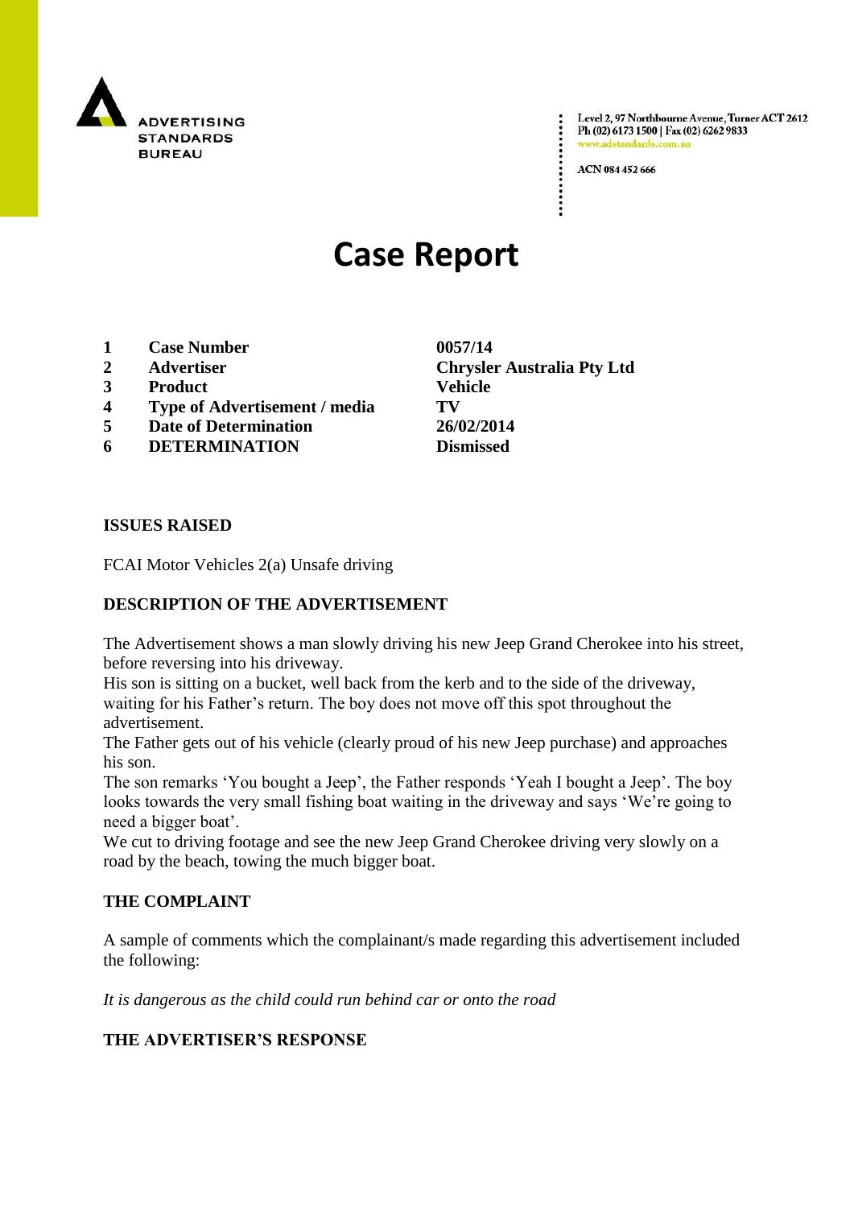ADVERTISING STANDARDS BUREAU

Level 2, 97 Northbourne Avenue, Turner ACT 2612
Ph (02) 6173 1500 | Fax (02) 6262 9833
www.adstandards.com.au

ACN 084 452 666

# Case Report

| | | |
|---|---|---|
| 1 | **Case Number** | **0057/14** |
| 2 | **Advertiser** | **Chrysler Australia Pty Ltd** |
| 3 | **Product** | **Vehicle** |
| 4 | **Type of Advertisement / media** | **TV** |
| 5 | **Date of Determination** | **26/02/2014** |
| 6 | **DETERMINATION** | **Dismissed** |

## ISSUES RAISED

FCAI Motor Vehicles 2(a) Unsafe driving

## DESCRIPTION OF THE ADVERTISEMENT

The Advertisement shows a man slowly driving his new Jeep Grand Cherokee into his street, before reversing into his driveway.

His son is sitting on a bucket, well back from the kerb and to the side of the driveway, waiting for his Father's return. The boy does not move off this spot throughout the advertisement.

The Father gets out of his vehicle (clearly proud of his new Jeep purchase) and approaches his son.

The son remarks 'You bought a Jeep', the Father responds 'Yeah I bought a Jeep'. The boy looks towards the very small fishing boat waiting in the driveway and says 'We're going to need a bigger boat'.

We cut to driving footage and see the new Jeep Grand Cherokee driving very slowly on a road by the beach, towing the much bigger boat.

## THE COMPLAINT

A sample of comments which the complainant/s made regarding this advertisement included the following:

*It is dangerous as the child could run behind car or onto the road*

## THE ADVERTISER'S RESPONSE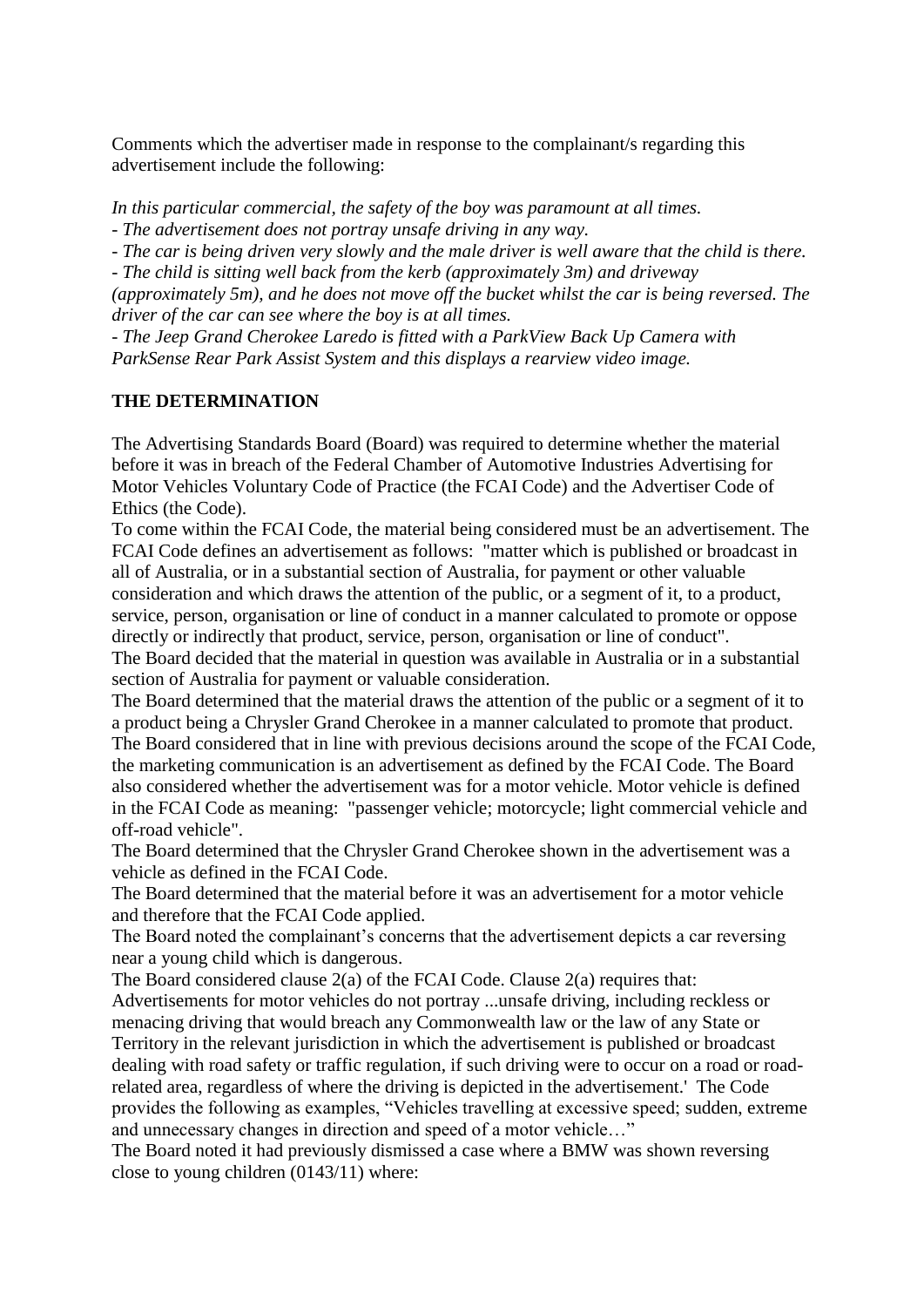Comments which the advertiser made in response to the complainant/s regarding this advertisement include the following:

*In this particular commercial, the safety of the boy was paramount at all times.*

*- The advertisement does not portray unsafe driving in any way.*

*- The car is being driven very slowly and the male driver is well aware that the child is there.*

*- The child is sitting well back from the kerb (approximately 3m) and driveway (approximately 5m), and he does not move off the bucket whilst the car is being reversed. The driver of the car can see where the boy is at all times.*

*- The Jeep Grand Cherokee Laredo is fitted with a ParkView Back Up Camera with ParkSense Rear Park Assist System and this displays a rearview video image.*

**THE DETERMINATION**

The Advertising Standards Board (Board) was required to determine whether the material before it was in breach of the Federal Chamber of Automotive Industries Advertising for Motor Vehicles Voluntary Code of Practice (the FCAI Code) and the Advertiser Code of Ethics (the Code).

To come within the FCAI Code, the material being considered must be an advertisement. The FCAI Code defines an advertisement as follows: "matter which is published or broadcast in all of Australia, or in a substantial section of Australia, for payment or other valuable consideration and which draws the attention of the public, or a segment of it, to a product, service, person, organisation or line of conduct in a manner calculated to promote or oppose directly or indirectly that product, service, person, organisation or line of conduct".

The Board decided that the material in question was available in Australia or in a substantial section of Australia for payment or valuable consideration.

The Board determined that the material draws the attention of the public or a segment of it to a product being a Chrysler Grand Cherokee in a manner calculated to promote that product. The Board considered that in line with previous decisions around the scope of the FCAI Code, the marketing communication is an advertisement as defined by the FCAI Code. The Board also considered whether the advertisement was for a motor vehicle. Motor vehicle is defined in the FCAI Code as meaning: "passenger vehicle; motorcycle; light commercial vehicle and off-road vehicle".

The Board determined that the Chrysler Grand Cherokee shown in the advertisement was a vehicle as defined in the FCAI Code.

The Board determined that the material before it was an advertisement for a motor vehicle and therefore that the FCAI Code applied.

The Board noted the complainant's concerns that the advertisement depicts a car reversing near a young child which is dangerous.

The Board considered clause 2(a) of the FCAI Code. Clause 2(a) requires that:

Advertisements for motor vehicles do not portray ...unsafe driving, including reckless or menacing driving that would breach any Commonwealth law or the law of any State or Territory in the relevant jurisdiction in which the advertisement is published or broadcast dealing with road safety or traffic regulation, if such driving were to occur on a road or road-related area, regardless of where the driving is depicted in the advertisement.' The Code provides the following as examples, "Vehicles travelling at excessive speed; sudden, extreme and unnecessary changes in direction and speed of a motor vehicle…"

The Board noted it had previously dismissed a case where a BMW was shown reversing close to young children (0143/11) where: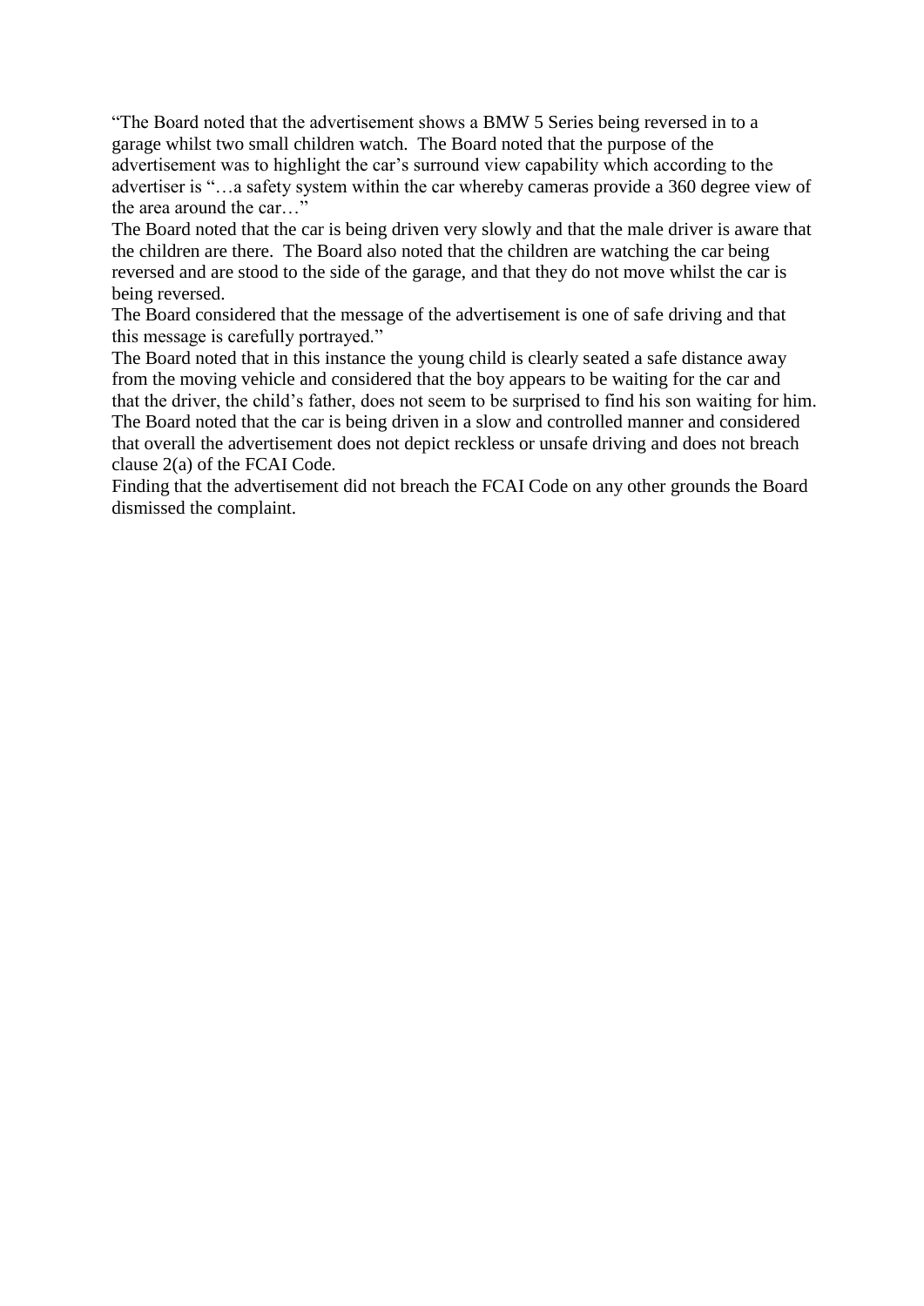"The Board noted that the advertisement shows a BMW 5 Series being reversed in to a garage whilst two small children watch. The Board noted that the purpose of the advertisement was to highlight the car's surround view capability which according to the advertiser is "…a safety system within the car whereby cameras provide a 360 degree view of the area around the car…"

The Board noted that the car is being driven very slowly and that the male driver is aware that the children are there. The Board also noted that the children are watching the car being reversed and are stood to the side of the garage, and that they do not move whilst the car is being reversed.

The Board considered that the message of the advertisement is one of safe driving and that this message is carefully portrayed."

The Board noted that in this instance the young child is clearly seated a safe distance away from the moving vehicle and considered that the boy appears to be waiting for the car and that the driver, the child's father, does not seem to be surprised to find his son waiting for him.

The Board noted that the car is being driven in a slow and controlled manner and considered that overall the advertisement does not depict reckless or unsafe driving and does not breach clause 2(a) of the FCAI Code.

Finding that the advertisement did not breach the FCAI Code on any other grounds the Board dismissed the complaint.